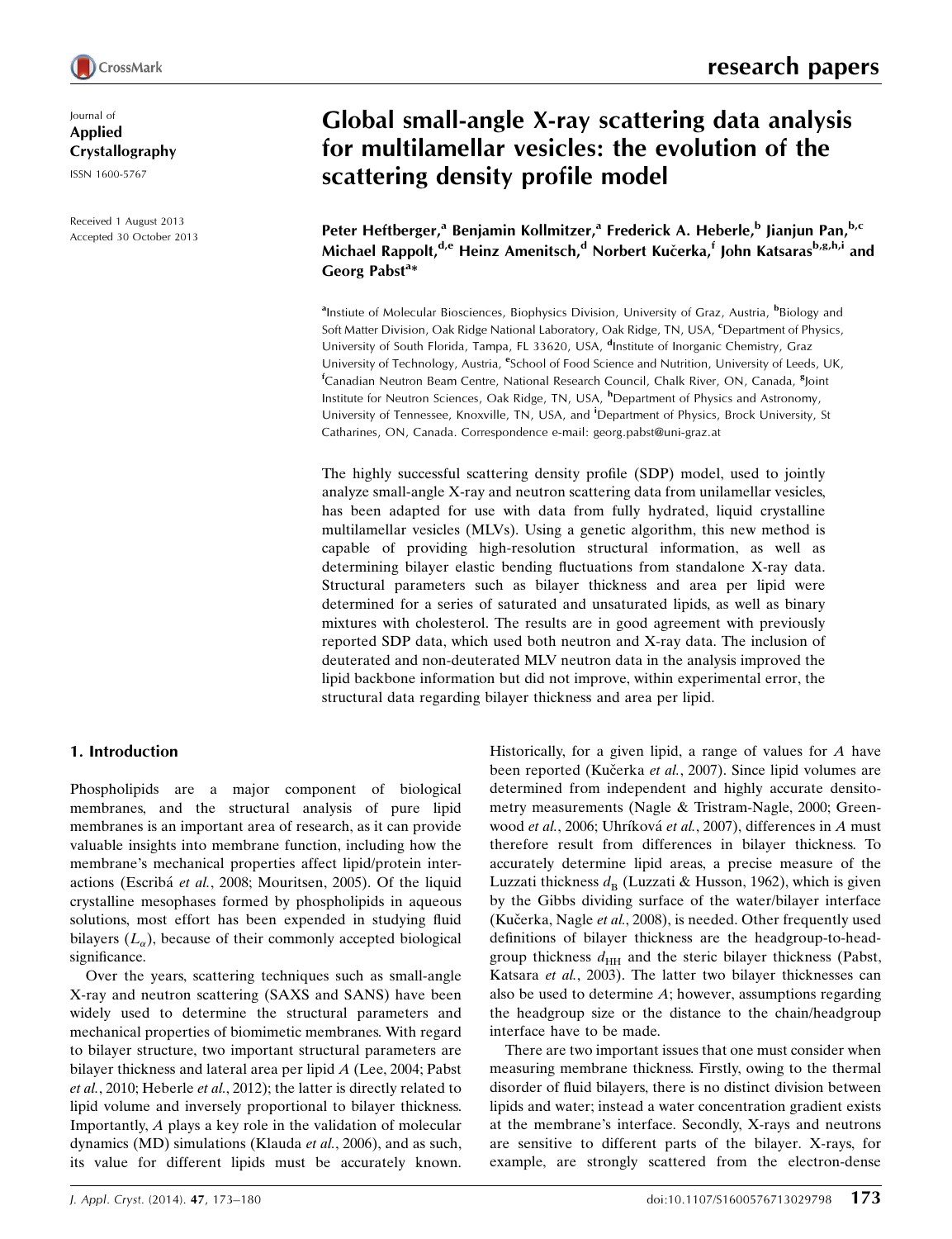Journal of
**Applied Crystallography**
ISSN 1600-5767

Received 1 August 2013
Accepted 30 October 2013

# Global small-angle X-ray scattering data analysis for multilamellar vesicles: the evolution of the scattering density profile model

Peter Heftberger,[a] Benjamin Kollmitzer,[a] Frederick A. Heberle,[b] Jianjun Pan,[b,c] Michael Rappolt,[d,e] Heinz Amenitsch,[d] Norbert Kučerka,[f] John Katsaras[b,g,h,i] and Georg Pabst[a]*

[a]Instiute of Molecular Biosciences, Biophysics Division, University of Graz, Austria, [b]Biology and Soft Matter Division, Oak Ridge National Laboratory, Oak Ridge, TN, USA, [c]Department of Physics, University of South Florida, Tampa, FL 33620, USA, [d]Institute of Inorganic Chemistry, Graz University of Technology, Austria, [e]School of Food Science and Nutrition, University of Leeds, UK, [f]Canadian Neutron Beam Centre, National Research Council, Chalk River, ON, Canada, [g]Joint Institute for Neutron Sciences, Oak Ridge, TN, USA, [h]Department of Physics and Astronomy, University of Tennessee, Knoxville, TN, USA, and [i]Department of Physics, Brock University, St Catharines, ON, Canada. Correspondence e-mail: georg.pabst@uni-graz.at

The highly successful scattering density profile (SDP) model, used to jointly analyze small-angle X-ray and neutron scattering data from unilamellar vesicles, has been adapted for use with data from fully hydrated, liquid crystalline multilamellar vesicles (MLVs). Using a genetic algorithm, this new method is capable of providing high-resolution structural information, as well as determining bilayer elastic bending fluctuations from standalone X-ray data. Structural parameters such as bilayer thickness and area per lipid were determined for a series of saturated and unsaturated lipids, as well as binary mixtures with cholesterol. The results are in good agreement with previously reported SDP data, which used both neutron and X-ray data. The inclusion of deuterated and non-deuterated MLV neutron data in the analysis improved the lipid backbone information but did not improve, within experimental error, the structural data regarding bilayer thickness and area per lipid.

## 1. Introduction

Phospholipids are a major component of biological membranes, and the structural analysis of pure lipid membranes is an important area of research, as it can provide valuable insights into membrane function, including how the membrane's mechanical properties affect lipid/protein interactions (Escribá *et al.*, 2008; Mouritsen, 2005). Of the liquid crystalline mesophases formed by phospholipids in aqueous solutions, most effort has been expended in studying fluid bilayers ($L_\alpha$), because of their commonly accepted biological significance.

Over the years, scattering techniques such as small-angle X-ray and neutron scattering (SAXS and SANS) have been widely used to determine the structural parameters and mechanical properties of biomimetic membranes. With regard to bilayer structure, two important structural parameters are bilayer thickness and lateral area per lipid $A$ (Lee, 2004; Pabst *et al.*, 2010; Heberle *et al.*, 2012); the latter is directly related to lipid volume and inversely proportional to bilayer thickness. Importantly, $A$ plays a key role in the validation of molecular dynamics (MD) simulations (Klauda *et al.*, 2006), and as such, its value for different lipids must be accurately known. Historically, for a given lipid, a range of values for $A$ have been reported (Kučerka *et al.*, 2007). Since lipid volumes are determined from independent and highly accurate densitometry measurements (Nagle & Tristram-Nagle, 2000; Greenwood *et al.*, 2006; Uhríková *et al.*, 2007), differences in $A$ must therefore result from differences in bilayer thickness. To accurately determine lipid areas, a precise measure of the Luzzati thickness $d_B$ (Luzzati & Husson, 1962), which is given by the Gibbs dividing surface of the water/bilayer interface (Kučerka, Nagle *et al.*, 2008), is needed. Other frequently used definitions of bilayer thickness are the headgroup-to-headgroup thickness $d_{HH}$ and the steric bilayer thickness (Pabst, Katsara *et al.*, 2003). The latter two bilayer thicknesses can also be used to determine $A$; however, assumptions regarding the headgroup size or the distance to the chain/headgroup interface have to be made.

There are two important issues that one must consider when measuring membrane thickness. Firstly, owing to the thermal disorder of fluid bilayers, there is no distinct division between lipids and water; instead a water concentration gradient exists at the membrane's interface. Secondly, X-rays and neutrons are sensitive to different parts of the bilayer. X-rays, for example, are strongly scattered from the electron-dense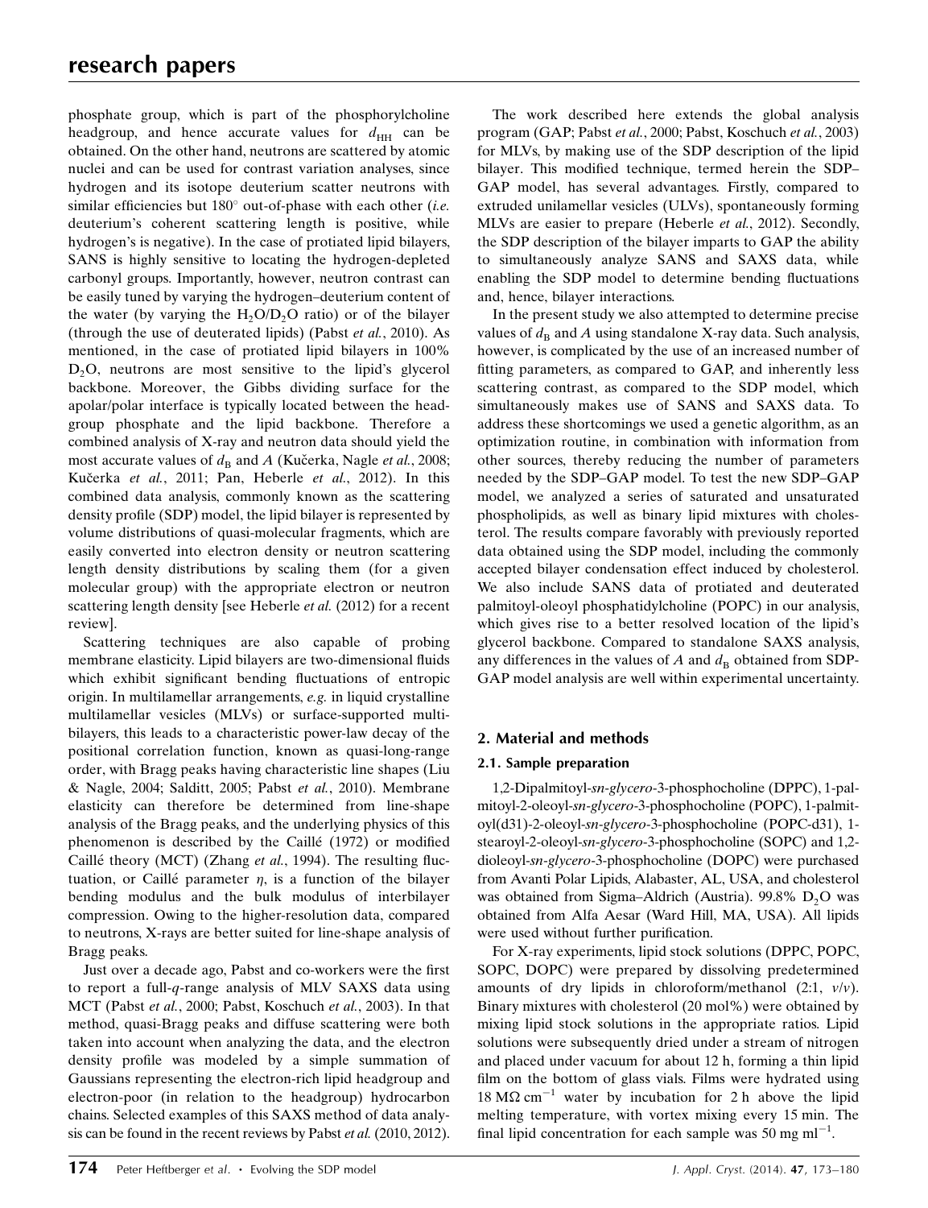phosphate group, which is part of the phosphorylcholine headgroup, and hence accurate values for $d_{HH}$ can be obtained. On the other hand, neutrons are scattered by atomic nuclei and can be used for contrast variation analyses, since hydrogen and its isotope deuterium scatter neutrons with similar efficiencies but 180° out-of-phase with each other (*i.e.* deuterium's coherent scattering length is positive, while hydrogen's is negative). In the case of protiated lipid bilayers, SANS is highly sensitive to locating the hydrogen-depleted carbonyl groups. Importantly, however, neutron contrast can be easily tuned by varying the hydrogen–deuterium content of the water (by varying the $H_2O/D_2O$ ratio) or of the bilayer (through the use of deuterated lipids) (Pabst *et al.*, 2010). As mentioned, in the case of protiated lipid bilayers in 100% $D_2O$, neutrons are most sensitive to the lipid's glycerol backbone. Moreover, the Gibbs dividing surface for the apolar/polar interface is typically located between the headgroup phosphate and the lipid backbone. Therefore a combined analysis of X-ray and neutron data should yield the most accurate values of $d_B$ and $A$ (Kučerka, Nagle *et al.*, 2008; Kučerka *et al.*, 2011; Pan, Heberle *et al.*, 2012). In this combined data analysis, commonly known as the scattering density profile (SDP) model, the lipid bilayer is represented by volume distributions of quasi-molecular fragments, which are easily converted into electron density or neutron scattering length density distributions by scaling them (for a given molecular group) with the appropriate electron or neutron scattering length density [see Heberle *et al.* (2012) for a recent review].

Scattering techniques are also capable of probing membrane elasticity. Lipid bilayers are two-dimensional fluids which exhibit significant bending fluctuations of entropic origin. In multilamellar arrangements, *e.g.* in liquid crystalline multilamellar vesicles (MLVs) or surface-supported multibilayers, this leads to a characteristic power-law decay of the positional correlation function, known as quasi-long-range order, with Bragg peaks having characteristic line shapes (Liu & Nagle, 2004; Salditt, 2005; Pabst *et al.*, 2010). Membrane elasticity can therefore be determined from line-shape analysis of the Bragg peaks, and the underlying physics of this phenomenon is described by the Caillé (1972) or modified Caillé theory (MCT) (Zhang *et al.*, 1994). The resulting fluctuation, or Caillé parameter $\eta$, is a function of the bilayer bending modulus and the bulk modulus of interbilayer compression. Owing to the higher-resolution data, compared to neutrons, X-rays are better suited for line-shape analysis of Bragg peaks.

Just over a decade ago, Pabst and co-workers were the first to report a full-$q$-range analysis of MLV SAXS data using MCT (Pabst *et al.*, 2000; Pabst, Koschuch *et al.*, 2003). In that method, quasi-Bragg peaks and diffuse scattering were both taken into account when analyzing the data, and the electron density profile was modeled by a simple summation of Gaussians representing the electron-rich lipid headgroup and electron-poor (in relation to the headgroup) hydrocarbon chains. Selected examples of this SAXS method of data analysis can be found in the recent reviews by Pabst *et al.* (2010, 2012).

The work described here extends the global analysis program (GAP; Pabst *et al.*, 2000; Pabst, Koschuch *et al.*, 2003) for MLVs, by making use of the SDP description of the lipid bilayer. This modified technique, termed herein the SDP–GAP model, has several advantages. Firstly, compared to extruded unilamellar vesicles (ULVs), spontaneously forming MLVs are easier to prepare (Heberle *et al.*, 2012). Secondly, the SDP description of the bilayer imparts to GAP the ability to simultaneously analyze SANS and SAXS data, while enabling the SDP model to determine bending fluctuations and, hence, bilayer interactions.

In the present study we also attempted to determine precise values of $d_B$ and $A$ using standalone X-ray data. Such analysis, however, is complicated by the use of an increased number of fitting parameters, as compared to GAP, and inherently less scattering contrast, as compared to the SDP model, which simultaneously makes use of SANS and SAXS data. To address these shortcomings we used a genetic algorithm, as an optimization routine, in combination with information from other sources, thereby reducing the number of parameters needed by the SDP–GAP model. To test the new SDP–GAP model, we analyzed a series of saturated and unsaturated phospholipids, as well as binary lipid mixtures with cholesterol. The results compare favorably with previously reported data obtained using the SDP model, including the commonly accepted bilayer condensation effect induced by cholesterol. We also include SANS data of protiated and deuterated palmitoyl-oleoyl phosphatidylcholine (POPC) in our analysis, which gives rise to a better resolved location of the lipid's glycerol backbone. Compared to standalone SAXS analysis, any differences in the values of $A$ and $d_B$ obtained from SDP-GAP model analysis are well within experimental uncertainty.

## 2. Material and methods

### 2.1. Sample preparation

1,2-Dipalmitoyl-*sn*-*glycero*-3-phosphocholine (DPPC), 1-palmitoyl-2-oleoyl-*sn*-*glycero*-3-phosphocholine (POPC), 1-palmitoyl(d31)-2-oleoyl-*sn*-*glycero*-3-phosphocholine (POPC-d31), 1-stearoyl-2-oleoyl-*sn*-*glycero*-3-phosphocholine (SOPC) and 1,2-dioleoyl-*sn*-*glycero*-3-phosphocholine (DOPC) were purchased from Avanti Polar Lipids, Alabaster, AL, USA, and cholesterol was obtained from Sigma–Aldrich (Austria). 99.8% $D_2O$ was obtained from Alfa Aesar (Ward Hill, MA, USA). All lipids were used without further purification.

For X-ray experiments, lipid stock solutions (DPPC, POPC, SOPC, DOPC) were prepared by dissolving predetermined amounts of dry lipids in chloroform/methanol (2:1, *v*/*v*). Binary mixtures with cholesterol (20 mol%) were obtained by mixing lipid stock solutions in the appropriate ratios. Lipid solutions were subsequently dried under a stream of nitrogen and placed under vacuum for about 12 h, forming a thin lipid film on the bottom of glass vials. Films were hydrated using 18 $\mathrm{M\Omega\,cm^{-1}}$ water by incubation for 2 h above the lipid melting temperature, with vortex mixing every 15 min. The final lipid concentration for each sample was 50 $\mathrm{mg\,ml^{-1}}$.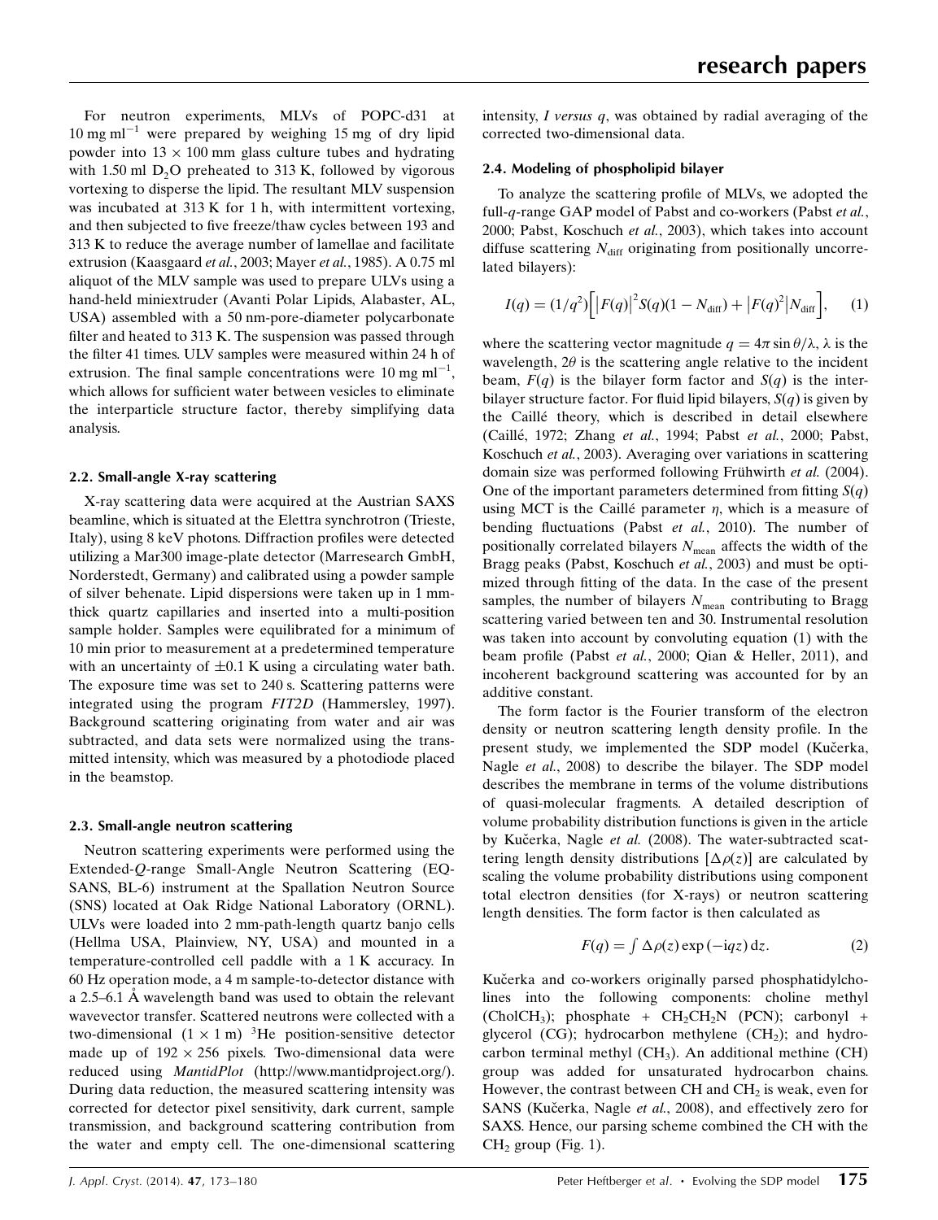For neutron experiments, MLVs of POPC-d31 at 10 mg ml$^{-1}$ were prepared by weighing 15 mg of dry lipid powder into $13 \times 100$ mm glass culture tubes and hydrating with 1.50 ml $D_2O$ preheated to 313 K, followed by vigorous vortexing to disperse the lipid. The resultant MLV suspension was incubated at 313 K for 1 h, with intermittent vortexing, and then subjected to five freeze/thaw cycles between 193 and 313 K to reduce the average number of lamellae and facilitate extrusion (Kaasgaard *et al.*, 2003; Mayer *et al.*, 1985). A 0.75 ml aliquot of the MLV sample was used to prepare ULVs using a hand-held miniextruder (Avanti Polar Lipids, Alabaster, AL, USA) assembled with a 50 nm-pore-diameter polycarbonate filter and heated to 313 K. The suspension was passed through the filter 41 times. ULV samples were measured within 24 h of extrusion. The final sample concentrations were 10 mg ml$^{-1}$, which allows for sufficient water between vesicles to eliminate the interparticle structure factor, thereby simplifying data analysis.

### 2.2. Small-angle X-ray scattering

X-ray scattering data were acquired at the Austrian SAXS beamline, which is situated at the Elettra synchrotron (Trieste, Italy), using 8 keV photons. Diffraction profiles were detected utilizing a Mar300 image-plate detector (Marresearch GmbH, Norderstedt, Germany) and calibrated using a powder sample of silver behenate. Lipid dispersions were taken up in 1 mm-thick quartz capillaries and inserted into a multi-position sample holder. Samples were equilibrated for a minimum of 10 min prior to measurement at a predetermined temperature with an uncertainty of $\pm 0.1$ K using a circulating water bath. The exposure time was set to 240 s. Scattering patterns were integrated using the program *FIT2D* (Hammersley, 1997). Background scattering originating from water and air was subtracted, and data sets were normalized using the transmitted intensity, which was measured by a photodiode placed in the beamstop.

### 2.3. Small-angle neutron scattering

Neutron scattering experiments were performed using the Extended-*Q*-range Small-Angle Neutron Scattering (EQ-SANS, BL-6) instrument at the Spallation Neutron Source (SNS) located at Oak Ridge National Laboratory (ORNL). ULVs were loaded into 2 mm-path-length quartz banjo cells (Hellma USA, Plainview, NY, USA) and mounted in a temperature-controlled cell paddle with a 1 K accuracy. In 60 Hz operation mode, a 4 m sample-to-detector distance with a 2.5–6.1 Å wavelength band was used to obtain the relevant wavevector transfer. Scattered neutrons were collected with a two-dimensional ($1 \times 1$ m) $^3$He position-sensitive detector made up of $192 \times 256$ pixels. Two-dimensional data were reduced using *MantidPlot* (http://www.mantidproject.org/). During data reduction, the measured scattering intensity was corrected for detector pixel sensitivity, dark current, sample transmission, and background scattering contribution from the water and empty cell. The one-dimensional scattering intensity, *I versus q*, was obtained by radial averaging of the corrected two-dimensional data.

### 2.4. Modeling of phospholipid bilayer

To analyze the scattering profile of MLVs, we adopted the full-*q*-range GAP model of Pabst and co-workers (Pabst *et al.*, 2000; Pabst, Koschuch *et al.*, 2003), which takes into account diffuse scattering $N_{\rm diff}$ originating from positionally uncorrelated bilayers):

$$I(q) = (1/q^2)\Big[\big|F(q)\big|^2 S(q)(1-N_{\rm diff}) + \big|F(q)^2\big|N_{\rm diff}\Big], \qquad (1)$$

where the scattering vector magnitude $q = 4\pi \sin\theta/\lambda$, $\lambda$ is the wavelength, $2\theta$ is the scattering angle relative to the incident beam, $F(q)$ is the bilayer form factor and $S(q)$ is the inter-bilayer structure factor. For fluid lipid bilayers, $S(q)$ is given by the Caillé theory, which is described in detail elsewhere (Caillé, 1972; Zhang *et al.*, 1994; Pabst *et al.*, 2000; Pabst, Koschuch *et al.*, 2003). Averaging over variations in scattering domain size was performed following Frühwirth *et al.* (2004). One of the important parameters determined from fitting $S(q)$ using MCT is the Caillé parameter $\eta$, which is a measure of bending fluctuations (Pabst *et al.*, 2010). The number of positionally correlated bilayers $N_{\rm mean}$ affects the width of the Bragg peaks (Pabst, Koschuch *et al.*, 2003) and must be optimized through fitting of the data. In the case of the present samples, the number of bilayers $N_{\rm mean}$ contributing to Bragg scattering varied between ten and 30. Instrumental resolution was taken into account by convoluting equation (1) with the beam profile (Pabst *et al.*, 2000; Qian & Heller, 2011), and incoherent background scattering was accounted for by an additive constant.

The form factor is the Fourier transform of the electron density or neutron scattering length density profile. In the present study, we implemented the SDP model (Kučerka, Nagle *et al.*, 2008) to describe the bilayer. The SDP model describes the membrane in terms of the volume distributions of quasi-molecular fragments. A detailed description of volume probability distribution functions is given in the article by Kučerka, Nagle *et al.* (2008). The water-subtracted scattering length density distributions $[\Delta\rho(z)]$ are calculated by scaling the volume probability distributions using component total electron densities (for X-rays) or neutron scattering length densities. The form factor is then calculated as

$$F(q) = \textstyle\int \Delta\rho(z)\exp{(-{\rm i}qz)}\,{\rm d}z. \qquad (2)$$

Kučerka and co-workers originally parsed phosphatidylcholines into the following components: choline methyl (CholCH$_3$); phosphate + CH$_2$CH$_2$N (PCN); carbonyl + glycerol (CG); hydrocarbon methylene (CH$_2$); and hydrocarbon terminal methyl (CH$_3$). An additional methine (CH) group was added for unsaturated hydrocarbon chains. However, the contrast between CH and CH$_2$ is weak, even for SANS (Kučerka, Nagle *et al.*, 2008), and effectively zero for SAXS. Hence, our parsing scheme combined the CH with the CH$_2$ group (Fig. 1).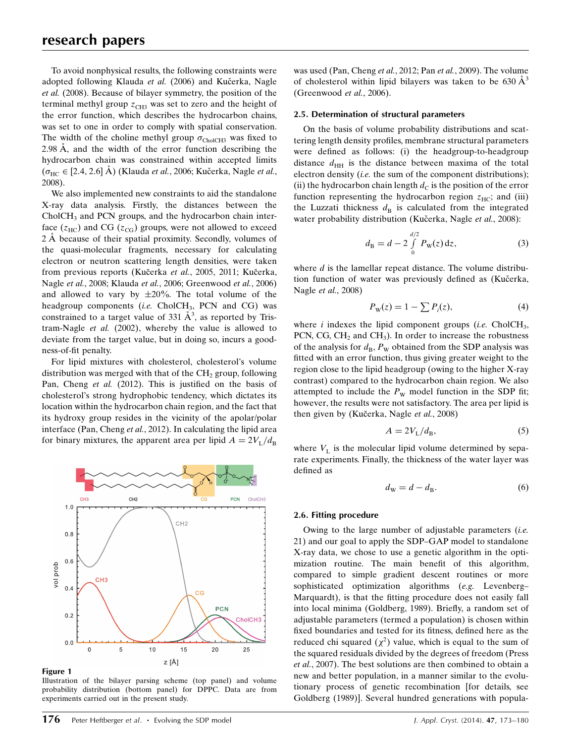To avoid nonphysical results, the following constraints were adopted following Klauda *et al.* (2006) and Kučerka, Nagle *et al.* (2008). Because of bilayer symmetry, the position of the terminal methyl group $z_{CH3}$ was set to zero and the height of the error function, which describes the hydrocarbon chains, was set to one in order to comply with spatial conservation. The width of the choline methyl group $\sigma_{CholCH3}$ was fixed to 2.98 Å, and the width of the error function describing the hydrocarbon chain was constrained within accepted limits ($\sigma_{HC} \in [2.4, 2.6]$ Å) (Klauda *et al.*, 2006; Kučerka, Nagle *et al.*, 2008).

We also implemented new constraints to aid the standalone X-ray data analysis. Firstly, the distances between the $CholCH_3$ and PCN groups, and the hydrocarbon chain interface ($z_{HC}$) and CG ($z_{CG}$) groups, were not allowed to exceed 2 Å because of their spatial proximity. Secondly, volumes of the quasi-molecular fragments, necessary for calculating electron or neutron scattering length densities, were taken from previous reports (Kučerka *et al.*, 2005, 2011; Kučerka, Nagle *et al.*, 2008; Klauda *et al.*, 2006; Greenwood *et al.*, 2006) and allowed to vary by ±20%. The total volume of the headgroup components (*i.e.* $CholCH_3$, PCN and CG) was constrained to a target value of 331 $Å^3$, as reported by Tristram-Nagle *et al.* (2002), whereby the value is allowed to deviate from the target value, but in doing so, incurs a goodness-of-fit penalty.

For lipid mixtures with cholesterol, cholesterol's volume distribution was merged with that of the $CH_2$ group, following Pan, Cheng *et al.* (2012). This is justified on the basis of cholesterol's strong hydrophobic tendency, which dictates its location within the hydrocarbon chain region, and the fact that its hydroxy group resides in the vicinity of the apolar/polar interface (Pan, Cheng *et al.*, 2012). In calculating the lipid area for binary mixtures, the apparent area per lipid $A = 2V_L/d_B$ was used (Pan, Cheng *et al.*, 2012; Pan *et al.*, 2009). The volume of cholesterol within lipid bilayers was taken to be 630 $Å^3$ (Greenwood *et al.*, 2006).

**Figure 1**
Illustration of the bilayer parsing scheme (top panel) and volume probability distribution (bottom panel) for DPPC. Data are from experiments carried out in the present study.

### 2.5. Determination of structural parameters

On the basis of volume probability distributions and scattering length density profiles, membrane structural parameters were defined as follows: (i) the headgroup-to-headgroup distance $d_{HH}$ is the distance between maxima of the total electron density (*i.e.* the sum of the component distributions); (ii) the hydrocarbon chain length $d_C$ is the position of the error function representing the hydrocarbon region $z_{HC}$; and (iii) the Luzzati thickness $d_B$ is calculated from the integrated water probability distribution (Kučerka, Nagle *et al.*, 2008):

$$d_B = d - 2\int_0^{d/2} P_W(z)\,\mathrm{d}z, \tag{3}$$

where $d$ is the lamellar repeat distance. The volume distribution function of water was previously defined as (Kučerka, Nagle *et al.*, 2008)

$$P_W(z) = 1 - \sum P_i(z), \tag{4}$$

where $i$ indexes the lipid component groups (*i.e.* $CholCH_3$, PCN, CG, $CH_2$ and $CH_3$). In order to increase the robustness of the analysis for $d_B$, $P_W$ obtained from the SDP analysis was fitted with an error function, thus giving greater weight to the region close to the lipid headgroup (owing to the higher X-ray contrast) compared to the hydrocarbon chain region. We also attempted to include the $P_W$ model function in the SDP fit; however, the results were not satisfactory. The area per lipid is then given by (Kučerka, Nagle *et al.*, 2008)

$$A = 2V_L/d_B, \tag{5}$$

where $V_L$ is the molecular lipid volume determined by separate experiments. Finally, the thickness of the water layer was defined as

$$d_W = d - d_B. \tag{6}$$

### 2.6. Fitting procedure

Owing to the large number of adjustable parameters (*i.e.* 21) and our goal to apply the SDP–GAP model to standalone X-ray data, we chose to use a genetic algorithm in the optimization routine. The main benefit of this algorithm, compared to simple gradient descent routines or more sophisticated optimization algorithms (*e.g.* Levenberg–Marquardt), is that the fitting procedure does not easily fall into local minima (Goldberg, 1989). Briefly, a random set of adjustable parameters (termed a population) is chosen within fixed boundaries and tested for its fitness, defined here as the reduced chi squared ($\chi^2$) value, which is equal to the sum of the squared residuals divided by the degrees of freedom (Press *et al.*, 2007). The best solutions are then combined to obtain a new and better population, in a manner similar to the evolutionary process of genetic recombination [for details, see Goldberg (1989)]. Several hundred generations with popula-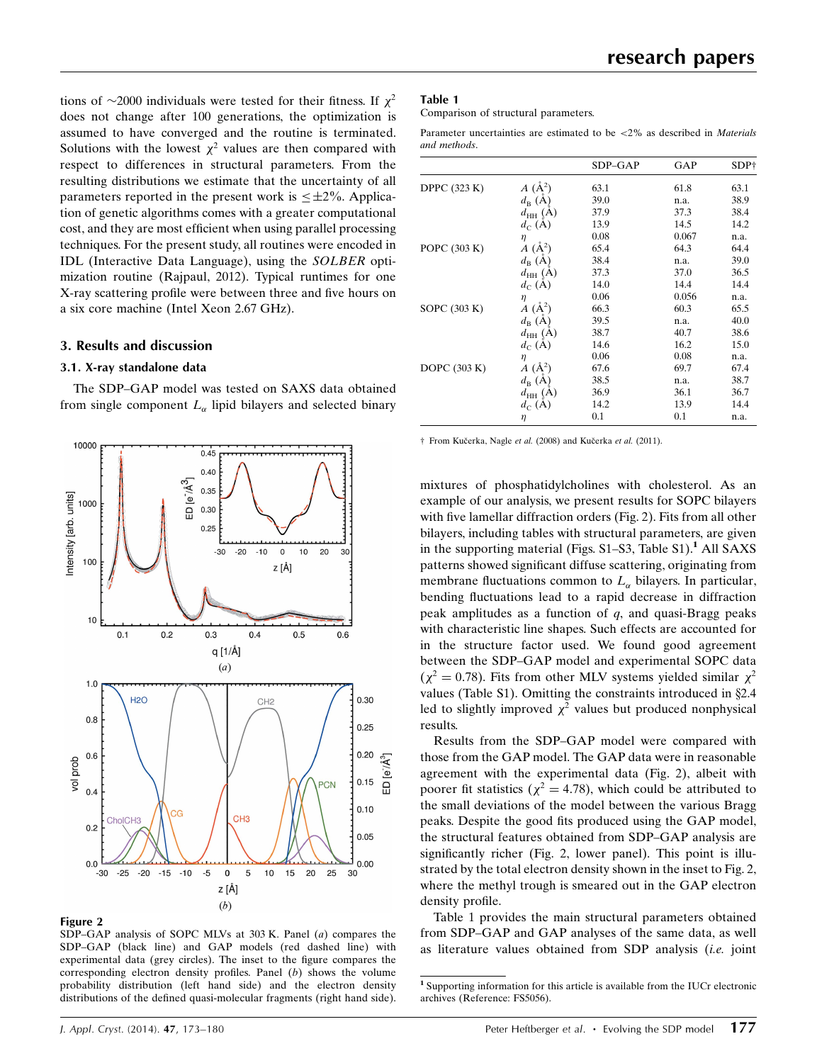tions of ~2000 individuals were tested for their fitness. If $\chi^2$ does not change after 100 generations, the optimization is assumed to have converged and the routine is terminated. Solutions with the lowest $\chi^2$ values are then compared with respect to differences in structural parameters. From the resulting distributions we estimate that the uncertainty of all parameters reported in the present work is $\leq \pm 2\%$. Application of genetic algorithms comes with a greater computational cost, and they are most efficient when using parallel processing techniques. For the present study, all routines were encoded in IDL (Interactive Data Language), using the *SOLBER* optimization routine (Rajpaul, 2012). Typical runtimes for one X-ray scattering profile were between three and five hours on a six core machine (Intel Xeon 2.67 GHz).

## 3. Results and discussion

### 3.1. X-ray standalone data

The SDP–GAP model was tested on SAXS data obtained from single component $L_\alpha$ lipid bilayers and selected binary mixtures of phosphatidylcholines with cholesterol. As an example of our analysis, we present results for SOPC bilayers with five lamellar diffraction orders (Fig. 2). Fits from all other bilayers, including tables with structural parameters, are given in the supporting material (Figs. S1–S3, Table S1).[1] All SAXS patterns showed significant diffuse scattering, originating from membrane fluctuations common to $L_\alpha$ bilayers. In particular, bending fluctuations lead to a rapid decrease in diffraction peak amplitudes as a function of $q$, and quasi-Bragg peaks with characteristic line shapes. Such effects are accounted for in the structure factor used. We found good agreement between the SDP–GAP model and experimental SOPC data ($\chi^2 = 0.78$). Fits from other MLV systems yielded similar $\chi^2$ values (Table S1). Omitting the constraints introduced in §2.4 led to slightly improved $\chi^2$ values but produced nonphysical results.

**Figure 2**
SDP–GAP analysis of SOPC MLVs at 303 K. Panel (*a*) compares the SDP–GAP (black line) and GAP models (red dashed line) with experimental data (grey circles). The inset to the figure compares the corresponding electron density profiles. Panel (*b*) shows the volume probability distribution (left hand side) and the electron density distributions of the defined quasi-molecular fragments (right hand side).

Results from the SDP–GAP model were compared with those from the GAP model. The GAP data were in reasonable agreement with the experimental data (Fig. 2), albeit with poorer fit statistics ($\chi^2 = 4.78$), which could be attributed to the small deviations of the model between the various Bragg peaks. Despite the good fits produced using the GAP model, the structural features obtained from SDP–GAP analysis are significantly richer (Fig. 2, lower panel). This point is illustrated by the total electron density shown in the inset to Fig. 2, where the methyl trough is smeared out in the GAP electron density profile.

Table 1 provides the main structural parameters obtained from SDP–GAP and GAP analyses of the same data, as well as literature values obtained from SDP analysis (*i.e.* joint

**Table 1**
Comparison of structural parameters.

Parameter uncertainties are estimated to be <2% as described in *Materials and methods*.

| | | SDP–GAP | GAP | SDP† |
|---|---|---|---|---|
| DPPC (323 K) | $A$ (Å$^2$) | 63.1 | 61.8 | 63.1 |
| | $d_B$ (Å) | 39.0 | n.a. | 38.9 |
| | $d_{HH}$ (Å) | 37.9 | 37.3 | 38.4 |
| | $d_C$ (Å) | 13.9 | 14.5 | 14.2 |
| | $\eta$ | 0.08 | 0.067 | n.a. |
| POPC (303 K) | $A$ (Å$^2$) | 65.4 | 64.3 | 64.4 |
| | $d_B$ (Å) | 38.4 | n.a. | 39.0 |
| | $d_{HH}$ (Å) | 37.3 | 37.0 | 36.5 |
| | $d_C$ (Å) | 14.0 | 14.4 | 14.4 |
| | $\eta$ | 0.06 | 0.056 | n.a. |
| SOPC (303 K) | $A$ (Å$^2$) | 66.3 | 60.3 | 65.5 |
| | $d_B$ (Å) | 39.5 | n.a. | 40.0 |
| | $d_{HH}$ (Å) | 38.7 | 40.7 | 38.6 |
| | $d_C$ (Å) | 14.6 | 16.2 | 15.0 |
| | $\eta$ | 0.06 | 0.08 | n.a. |
| DOPC (303 K) | $A$ (Å$^2$) | 67.6 | 69.7 | 67.4 |
| | $d_B$ (Å) | 38.5 | n.a. | 38.7 |
| | $d_{HH}$ (Å) | 36.9 | 36.1 | 36.7 |
| | $d_C$ (Å) | 14.2 | 13.9 | 14.4 |
| | $\eta$ | 0.1 | 0.1 | n.a. |

† From Kučerka, Nagle *et al.* (2008) and Kučerka *et al.* (2011).

[1] Supporting information for this article is available from the IUCr electronic archives (Reference: FS5056).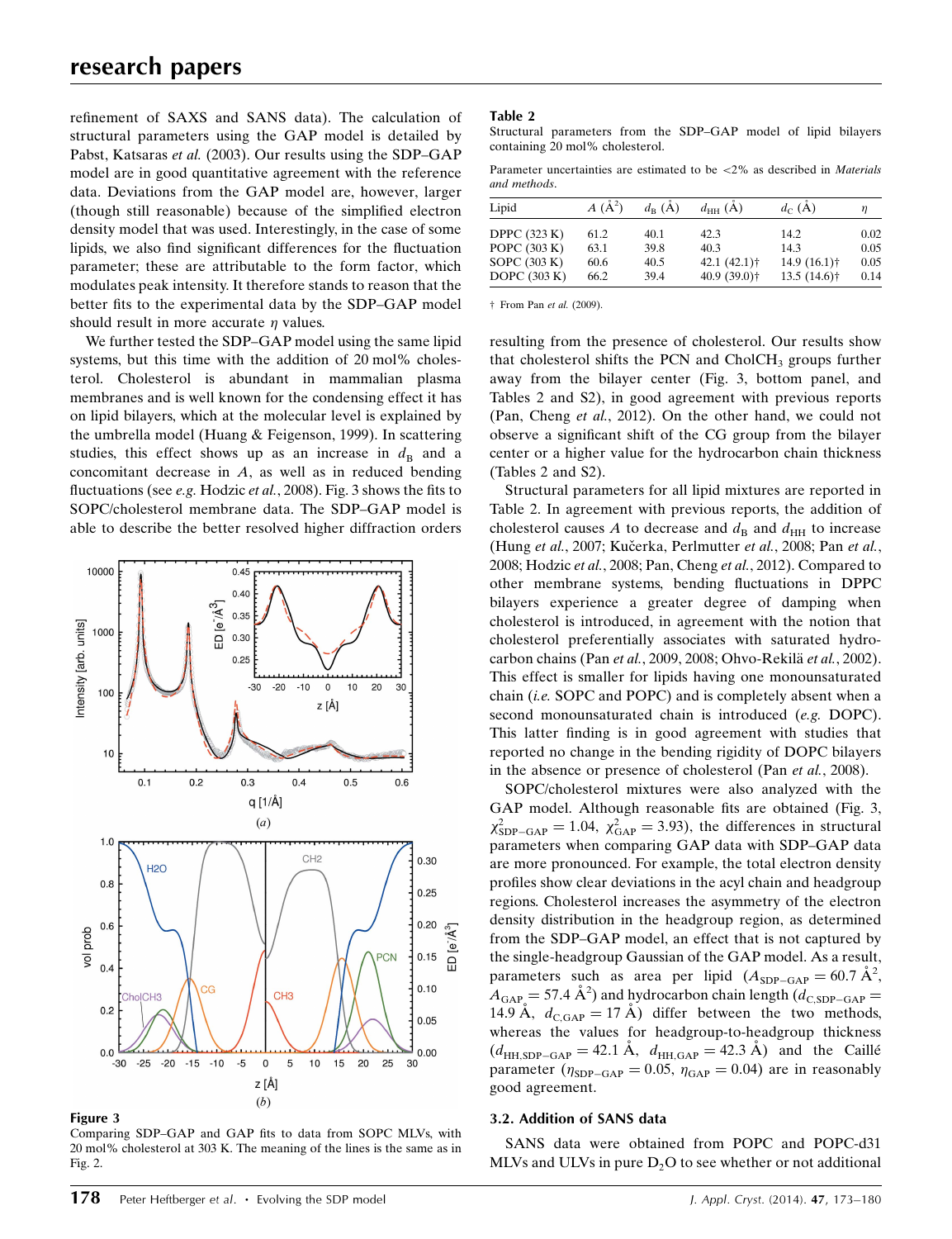refinement of SAXS and SANS data). The calculation of structural parameters using the GAP model is detailed by Pabst, Katsaras *et al.* (2003). Our results using the SDP–GAP model are in good quantitative agreement with the reference data. Deviations from the GAP model are, however, larger (though still reasonable) because of the simplified electron density model that was used. Interestingly, in the case of some lipids, we also find significant differences for the fluctuation parameter; these are attributable to the form factor, which modulates peak intensity. It therefore stands to reason that the better fits to the experimental data by the SDP–GAP model should result in more accurate $\eta$ values.

We further tested the SDP–GAP model using the same lipid systems, but this time with the addition of 20 mol% cholesterol. Cholesterol is abundant in mammalian plasma membranes and is well known for the condensing effect it has on lipid bilayers, which at the molecular level is explained by the umbrella model (Huang & Feigenson, 1999). In scattering studies, this effect shows up as an increase in $d_B$ and a concomitant decrease in $A$, as well as in reduced bending fluctuations (see *e.g.* Hodzic *et al.*, 2008). Fig. 3 shows the fits to SOPC/cholesterol membrane data. The SDP–GAP model is able to describe the better resolved higher diffraction orders resulting from the presence of cholesterol. Our results show that cholesterol shifts the PCN and $CholCH_3$ groups further away from the bilayer center (Fig. 3, bottom panel, and Tables 2 and S2), in good agreement with previous reports (Pan, Cheng *et al.*, 2012). On the other hand, we could not observe a significant shift of the CG group from the bilayer center or a higher value for the hydrocarbon chain thickness (Tables 2 and S2).

**Figure 3**
Comparing SDP–GAP and GAP fits to data from SOPC MLVs, with 20 mol% cholesterol at 303 K. The meaning of the lines is the same as in Fig. 2.

**Table 2**
Structural parameters from the SDP–GAP model of lipid bilayers containing 20 mol% cholesterol.

Parameter uncertainties are estimated to be <2% as described in *Materials and methods*.

| Lipid | $A$ (Å$^2$) | $d_B$ (Å) | $d_{HH}$ (Å) | $d_C$ (Å) | $\eta$ |
|---|---|---|---|---|---|
| DPPC (323 K) | 61.2 | 40.1 | 42.3 | 14.2 | 0.02 |
| POPC (303 K) | 63.1 | 39.8 | 40.3 | 14.3 | 0.05 |
| SOPC (303 K) | 60.6 | 40.5 | 42.1 (42.1)† | 14.9 (16.1)† | 0.05 |
| DOPC (303 K) | 66.2 | 39.4 | 40.9 (39.0)† | 13.5 (14.6)† | 0.14 |

† From Pan *et al.* (2009).

Structural parameters for all lipid mixtures are reported in Table 2. In agreement with previous reports, the addition of cholesterol causes $A$ to decrease and $d_B$ and $d_{HH}$ to increase (Hung *et al.*, 2007; Kučerka, Perlmutter *et al.*, 2008; Pan *et al.*, 2008; Hodzic *et al.*, 2008; Pan, Cheng *et al.*, 2012). Compared to other membrane systems, bending fluctuations in DPPC bilayers experience a greater degree of damping when cholesterol is introduced, in agreement with the notion that cholesterol preferentially associates with saturated hydrocarbon chains (Pan *et al.*, 2009, 2008; Ohvo-Rekilä *et al.*, 2002). This effect is smaller for lipids having one monounsaturated chain (*i.e.* SOPC and POPC) and is completely absent when a second monounsaturated chain is introduced (*e.g.* DOPC). This latter finding is in good agreement with studies that reported no change in the bending rigidity of DOPC bilayers in the absence or presence of cholesterol (Pan *et al.*, 2008).

SOPC/cholesterol mixtures were also analyzed with the GAP model. Although reasonable fits are obtained (Fig. 3, $\chi^2_{SDP-GAP} = 1.04$, $\chi^2_{GAP} = 3.93$), the differences in structural parameters when comparing GAP data with SDP–GAP data are more pronounced. For example, the total electron density profiles show clear deviations in the acyl chain and headgroup regions. Cholesterol increases the asymmetry of the electron density distribution in the headgroup region, as determined from the SDP–GAP model, an effect that is not captured by the single-headgroup Gaussian of the GAP model. As a result, parameters such as area per lipid ($A_{SDP-GAP} = 60.7$ Å$^2$, $A_{GAP} = 57.4$ Å$^2$) and hydrocarbon chain length ($d_{C,SDP-GAP} = 14.9$ Å, $d_{C,GAP} = 17$ Å) differ between the two methods, whereas the values for headgroup-to-headgroup thickness ($d_{HH,SDP-GAP} = 42.1$ Å, $d_{HH,GAP} = 42.3$ Å) and the Caillé parameter ($\eta_{SDP-GAP} = 0.05$, $\eta_{GAP} = 0.04$) are in reasonably good agreement.

### 3.2. Addition of SANS data

SANS data were obtained from POPC and POPC-d31 MLVs and ULVs in pure $D_2O$ to see whether or not additional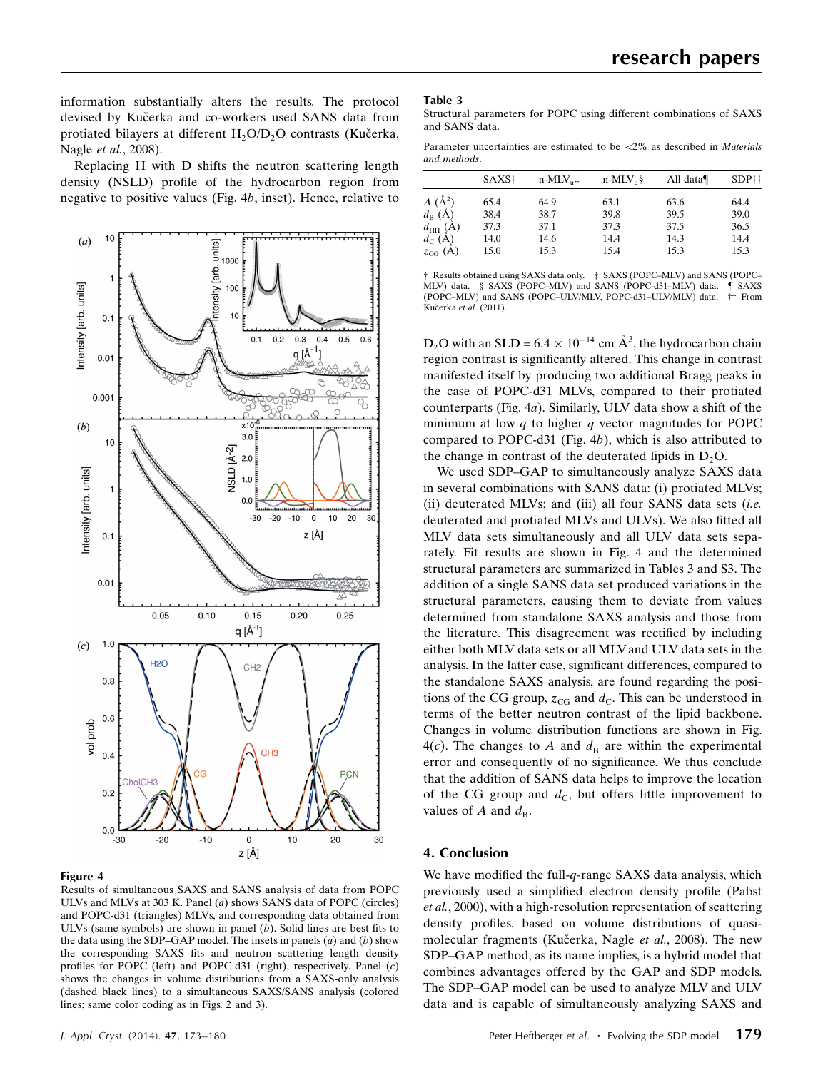information substantially alters the results. The protocol devised by Kučerka and co-workers used SANS data from protiated bilayers at different $H_2O/D_2O$ contrasts (Kučerka, Nagle *et al.*, 2008).

Replacing H with D shifts the neutron scattering length density (NSLD) profile of the hydrocarbon region from negative to positive values (Fig. 4*b*, inset). Hence, relative to $D_2O$ with an SLD = $6.4 \times 10^{-14}$ cm Å$^{3}$, the hydrocarbon chain region contrast is significantly altered. This change in contrast manifested itself by producing two additional Bragg peaks in the case of POPC-d31 MLVs, compared to their protiated counterparts (Fig. 4*a*). Similarly, ULV data show a shift of the minimum at low *q* to higher *q* vector magnitudes for POPC compared to POPC-d31 (Fig. 4*b*), which is also attributed to the change in contrast of the deuterated lipids in $D_2O$.

**Figure 4**
Results of simultaneous SAXS and SANS analysis of data from POPC ULVs and MLVs at 303 K. Panel (*a*) shows SANS data of POPC (circles) and POPC-d31 (triangles) MLVs, and corresponding data obtained from ULVs (same symbols) are shown in panel (*b*). Solid lines are best fits to the data using the SDP–GAP model. The insets in panels (*a*) and (*b*) show the corresponding SAXS fits and neutron scattering length density profiles for POPC (left) and POPC-d31 (right), respectively. Panel (*c*) shows the changes in volume distributions from a SAXS-only analysis (dashed black lines) to a simultaneous SAXS/SANS analysis (colored lines; same color coding as in Figs. 2 and 3).

**Table 3**
Structural parameters for POPC using different combinations of SAXS and SANS data.

Parameter uncertainties are estimated to be <2% as described in *Materials and methods*.

| | SAXS† | n-MLV$_u$‡ | n-MLV$_d$§ | All data¶ | SDP†† |
|---|---|---|---|---|---|
| $A$ (Å$^2$) | 65.4 | 64.9 | 63.1 | 63.6 | 64.4 |
| $d_B$ (Å) | 38.4 | 38.7 | 39.8 | 39.5 | 39.0 |
| $d_{HH}$ (Å) | 37.3 | 37.1 | 37.3 | 37.5 | 36.5 |
| $d_C$ (Å) | 14.0 | 14.6 | 14.4 | 14.3 | 14.4 |
| $z_{CG}$ (Å) | 15.0 | 15.3 | 15.4 | 15.3 | 15.3 |

† Results obtained using SAXS data only. ‡ SAXS (POPC–MLV) and SANS (POPC–MLV) data. § SAXS (POPC–MLV) and SANS (POPC-d31–MLV) data. ¶ SAXS (POPC–MLV) and SANS (POPC–ULV/MLV, POPC-d31–ULV/MLV) data. †† From Kučerka *et al.* (2011).

We used SDP–GAP to simultaneously analyze SAXS data in several combinations with SANS data: (i) protiated MLVs; (ii) deuterated MLVs; and (iii) all four SANS data sets (*i.e.* deuterated and protiated MLVs and ULVs). We also fitted all MLV data sets simultaneously and all ULV data sets separately. Fit results are shown in Fig. 4 and the determined structural parameters are summarized in Tables 3 and S3. The addition of a single SANS data set produced variations in the structural parameters, causing them to deviate from values determined from standalone SAXS analysis and those from the literature. This disagreement was rectified by including either both MLV data sets or all MLV and ULV data sets in the analysis. In the latter case, significant differences, compared to the standalone SAXS analysis, are found regarding the positions of the CG group, $z_{CG}$ and $d_C$. This can be understood in terms of the better neutron contrast of the lipid backbone. Changes in volume distribution functions are shown in Fig. 4(*c*). The changes to $A$ and $d_B$ are within the experimental error and consequently of no significance. We thus conclude that the addition of SANS data helps to improve the location of the CG group and $d_C$, but offers little improvement to values of $A$ and $d_B$.

## 4. Conclusion

We have modified the full-*q*-range SAXS data analysis, which previously used a simplified electron density profile (Pabst *et al.*, 2000), with a high-resolution representation of scattering density profiles, based on volume distributions of quasi-molecular fragments (Kučerka, Nagle *et al.*, 2008). The new SDP–GAP method, as its name implies, is a hybrid model that combines advantages offered by the GAP and SDP models. The SDP–GAP model can be used to analyze MLV and ULV data and is capable of simultaneously analyzing SAXS and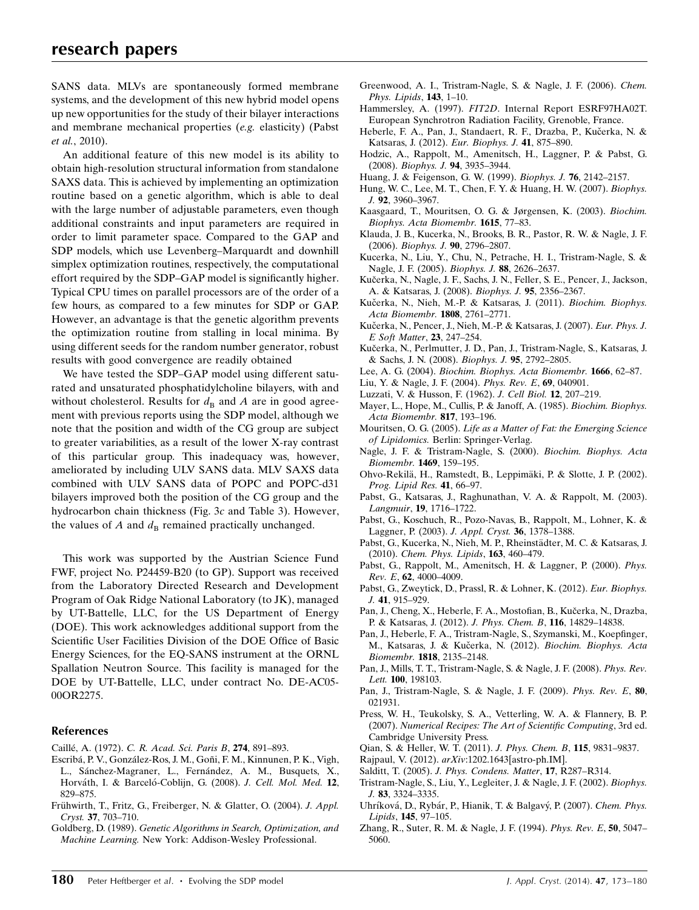SANS data. MLVs are spontaneously formed membrane systems, and the development of this new hybrid model opens up new opportunities for the study of their bilayer interactions and membrane mechanical properties (*e.g.* elasticity) (Pabst *et al.*, 2010).

An additional feature of this new model is its ability to obtain high-resolution structural information from standalone SAXS data. This is achieved by implementing an optimization routine based on a genetic algorithm, which is able to deal with the large number of adjustable parameters, even though additional constraints and input parameters are required in order to limit parameter space. Compared to the GAP and SDP models, which use Levenberg–Marquardt and downhill simplex optimization routines, respectively, the computational effort required by the SDP–GAP model is significantly higher. Typical CPU times on parallel processors are of the order of a few hours, as compared to a few minutes for SDP or GAP. However, an advantage is that the genetic algorithm prevents the optimization routine from stalling in local minima. By using different seeds for the random number generator, robust results with good convergence are readily obtained

We have tested the SDP–GAP model using different saturated and unsaturated phosphatidylcholine bilayers, with and without cholesterol. Results for $d_B$ and $A$ are in good agreement with previous reports using the SDP model, although we note that the position and width of the CG group are subject to greater variabilities, as a result of the lower X-ray contrast of this particular group. This inadequacy was, however, ameliorated by including ULV SANS data. MLV SAXS data combined with ULV SANS data of POPC and POPC-d31 bilayers improved both the position of the CG group and the hydrocarbon chain thickness (Fig. 3*c* and Table 3). However, the values of $A$ and $d_B$ remained practically unchanged.

This work was supported by the Austrian Science Fund FWF, project No. P24459-B20 (to GP). Support was received from the Laboratory Directed Research and Development Program of Oak Ridge National Laboratory (to JK), managed by UT-Battelle, LLC, for the US Department of Energy (DOE). This work acknowledges additional support from the Scientific User Facilities Division of the DOE Office of Basic Energy Sciences, for the EQ-SANS instrument at the ORNL Spallation Neutron Source. This facility is managed for the DOE by UT-Battelle, LLC, under contract No. DE-AC05-00OR2275.

## References

Caillé, A. (1972). *C. R. Acad. Sci. Paris B*, **274**, 891–893.

Escribá, P. V., González-Ros, J. M., Goñi, F. M., Kinnunen, P. K., Vigh, L., Sánchez-Magraner, L., Fernández, A. M., Busquets, X., Horváth, I. & Barceló-Coblijn, G. (2008). *J. Cell. Mol. Med.* **12**, 829–875.

Frühwirth, T., Fritz, G., Freiberger, N. & Glatter, O. (2004). *J. Appl. Cryst.* **37**, 703–710.

Goldberg, D. (1989). *Genetic Algorithms in Search, Optimization, and Machine Learning.* New York: Addison-Wesley Professional.

Greenwood, A. I., Tristram-Nagle, S. & Nagle, J. F. (2006). *Chem. Phys. Lipids*, **143**, 1–10.

Hammersley, A. (1997). *FIT2D*. Internal Report ESRF97HA02T. European Synchrotron Radiation Facility, Grenoble, France.

Heberle, F. A., Pan, J., Standaert, R. F., Drazba, P., Kučerka, N. & Katsaras, J. (2012). *Eur. Biophys. J.* **41**, 875–890.

Hodzic, A., Rappolt, M., Amenitsch, H., Laggner, P. & Pabst, G. (2008). *Biophys. J.* **94**, 3935–3944.

Huang, J. & Feigenson, G. W. (1999). *Biophys. J.* **76**, 2142–2157.

Hung, W. C., Lee, M. T., Chen, F. Y. & Huang, H. W. (2007). *Biophys. J.* **92**, 3960–3967.

Kaasgaard, T., Mouritsen, O. G. & Jørgensen, K. (2003). *Biochim. Biophys. Acta Biomembr.* **1615**, 77–83.

Klauda, J. B., Kucerka, N., Brooks, B. R., Pastor, R. W. & Nagle, J. F. (2006). *Biophys. J.* **90**, 2796–2807.

Kucerka, N., Liu, Y., Chu, N., Petrache, H. I., Tristram-Nagle, S. & Nagle, J. F. (2005). *Biophys. J.* **88**, 2626–2637.

Kučerka, N., Nagle, J. F., Sachs, J. N., Feller, S. E., Pencer, J., Jackson, A. & Katsaras, J. (2008). *Biophys. J.* **95**, 2356–2367.

Kučerka, N., Nieh, M.-P. & Katsaras, J. (2011). *Biochim. Biophys. Acta Biomembr.* **1808**, 2761–2771.

Kučerka, N., Pencer, J., Nieh, M.-P. & Katsaras, J. (2007). *Eur. Phys. J. E Soft Matter*, **23**, 247–254.

Kučerka, N., Perlmutter, J. D., Pan, J., Tristram-Nagle, S., Katsaras, J. & Sachs, J. N. (2008). *Biophys. J.* **95**, 2792–2805.

Lee, A. G. (2004). *Biochim. Biophys. Acta Biomembr.* **1666**, 62–87.

Liu, Y. & Nagle, J. F. (2004). *Phys. Rev. E*, **69**, 040901.

Luzzati, V. & Husson, F. (1962). *J. Cell Biol.* **12**, 207–219.

Mayer, L., Hope, M., Cullis, P. & Janoff, A. (1985). *Biochim. Biophys. Acta Biomembr.* **817**, 193–196.

Mouritsen, O. G. (2005). *Life as a Matter of Fat: the Emerging Science of Lipidomics.* Berlin: Springer-Verlag.

Nagle, J. F. & Tristram-Nagle, S. (2000). *Biochim. Biophys. Acta Biomembr.* **1469**, 159–195.

Ohvo-Rekilä, H., Ramstedt, B., Leppimäki, P. & Slotte, J. P. (2002). *Prog. Lipid Res.* **41**, 66–97.

Pabst, G., Katsaras, J., Raghunathan, V. A. & Rappolt, M. (2003). *Langmuir*, **19**, 1716–1722.

Pabst, G., Koschuch, R., Pozo-Navas, B., Rappolt, M., Lohner, K. & Laggner, P. (2003). *J. Appl. Cryst.* **36**, 1378–1388.

Pabst, G., Kucerka, N., Nieh, M. P., Rheinstädter, M. C. & Katsaras, J. (2010). *Chem. Phys. Lipids*, **163**, 460–479.

Pabst, G., Rappolt, M., Amenitsch, H. & Laggner, P. (2000). *Phys. Rev. E*, **62**, 4000–4009.

Pabst, G., Zweytick, D., Prassl, R. & Lohner, K. (2012). *Eur. Biophys. J.* **41**, 915–929.

Pan, J., Cheng, X., Heberle, F. A., Mostofian, B., Kučerka, N., Drazba, P. & Katsaras, J. (2012). *J. Phys. Chem. B*, **116**, 14829–14838.

Pan, J., Heberle, F. A., Tristram-Nagle, S., Szymanski, M., Koepfinger, M., Katsaras, J. & Kučerka, N. (2012). *Biochim. Biophys. Acta Biomembr.* **1818**, 2135–2148.

Pan, J., Mills, T. T., Tristram-Nagle, S. & Nagle, J. F. (2008). *Phys. Rev. Lett.* **100**, 198103.

Pan, J., Tristram-Nagle, S. & Nagle, J. F. (2009). *Phys. Rev. E*, **80**, 021931.

Press, W. H., Teukolsky, S. A., Vetterling, W. A. & Flannery, B. P. (2007). *Numerical Recipes: The Art of Scientific Computing*, 3rd ed. Cambridge University Press.

Qian, S. & Heller, W. T. (2011). *J. Phys. Chem. B*, **115**, 9831–9837.

Rajpaul, V. (2012). *arXiv*:1202.1643[astro-ph.IM].

Salditt, T. (2005). *J. Phys. Condens. Matter*, **17**, R287–R314.

Tristram-Nagle, S., Liu, Y., Legleiter, J. & Nagle, J. F. (2002). *Biophys. J.* **83**, 3324–3335.

Uhríková, D., Rybár, P., Hianik, T. & Balgavý, P. (2007). *Chem. Phys. Lipids*, **145**, 97–105.

Zhang, R., Suter, R. M. & Nagle, J. F. (1994). *Phys. Rev. E*, **50**, 5047–5060.